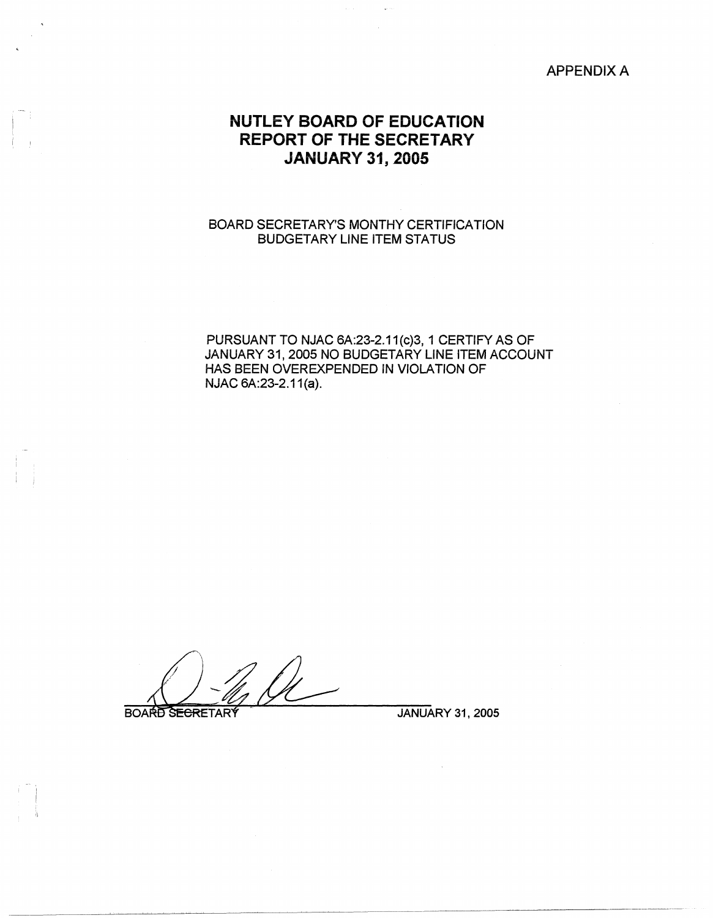APPENDIX A

# NUTLEY BOARD OF EDUCATION
# REPORT OF THE SECRETARY
# JANUARY 31, 2005

BOARD SECRETARY'S MONTHY CERTIFICATION
BUDGETARY LINE ITEM STATUS

PURSUANT TO NJAC 6A:23-2.11(c)3, 1 CERTIFY AS OF JANUARY 31, 2005 NO BUDGETARY LINE ITEM ACCOUNT HAS BEEN OVEREXPENDED IN VIOLATION OF NJAC 6A:23-2.11(a).

BOARD SECRETARY JANUARY 31, 2005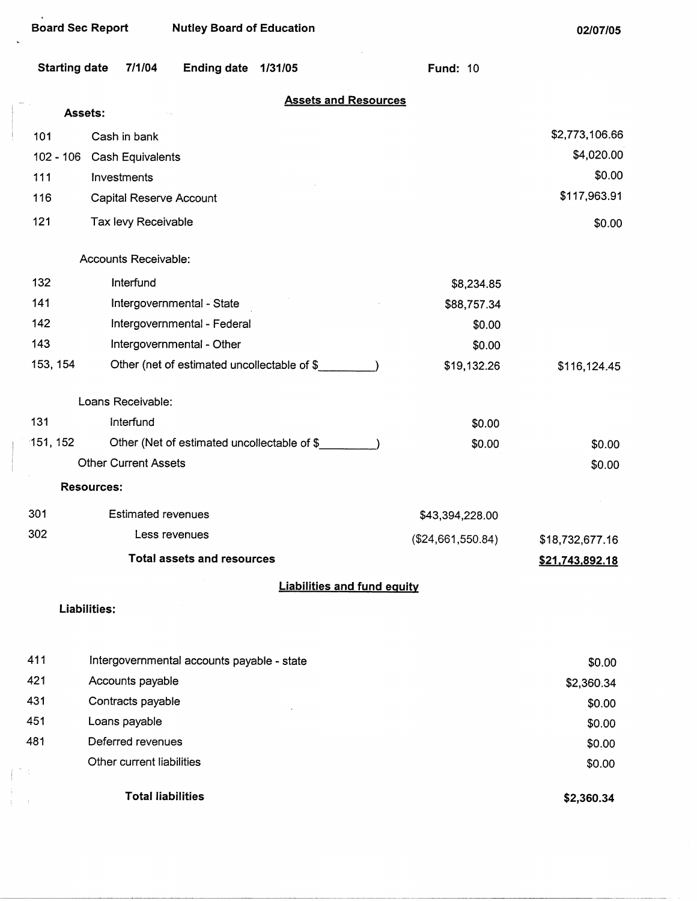Board Sec Report — Nutley Board of Education — 02/07/05

**Starting date** 7/1/04 **Ending date** 1/31/05 **Fund:** 10

## Assets and Resources

**Assets:**

| | | | |
|---|---|---|---|
| 101 | Cash in bank | | $2,773,106.66 |
| 102 - 106 | Cash Equivalents | | $4,020.00 |
| 111 | Investments | | $0.00 |
| 116 | Capital Reserve Account | | $117,963.91 |
| 121 | Tax levy Receivable | | $0.00 |
| | Accounts Receivable: | | |
| 132 | Interfund | $8,234.85 | |
| 141 | Intergovernmental - State | $88,757.34 | |
| 142 | Intergovernmental - Federal | $0.00 | |
| 143 | Intergovernmental - Other | $0.00 | |
| 153, 154 | Other (net of estimated uncollectable of $_________) | $19,132.26 | $116,124.45 |
| | Loans Receivable: | | |
| 131 | Interfund | $0.00 | |
| 151, 152 | Other (Net of estimated uncollectable of $_________) | $0.00 | $0.00 |
| | Other Current Assets | | $0.00 |
| | **Resources:** | | |
| 301 | Estimated revenues | $43,394,228.00 | |
| 302 | Less revenues | ($24,661,550.84) | $18,732,677.16 |
| | **Total assets and resources** | | **$21,743,892.18** |

## Liabilities and fund equity

**Liabilities:**

| | | |
|---|---|---|
| 411 | Intergovernmental accounts payable - state | $0.00 |
| 421 | Accounts payable | $2,360.34 |
| 431 | Contracts payable | $0.00 |
| 451 | Loans payable | $0.00 |
| 481 | Deferred revenues | $0.00 |
| | Other current liabilities | $0.00 |
| | **Total liabilities** | **$2,360.34** |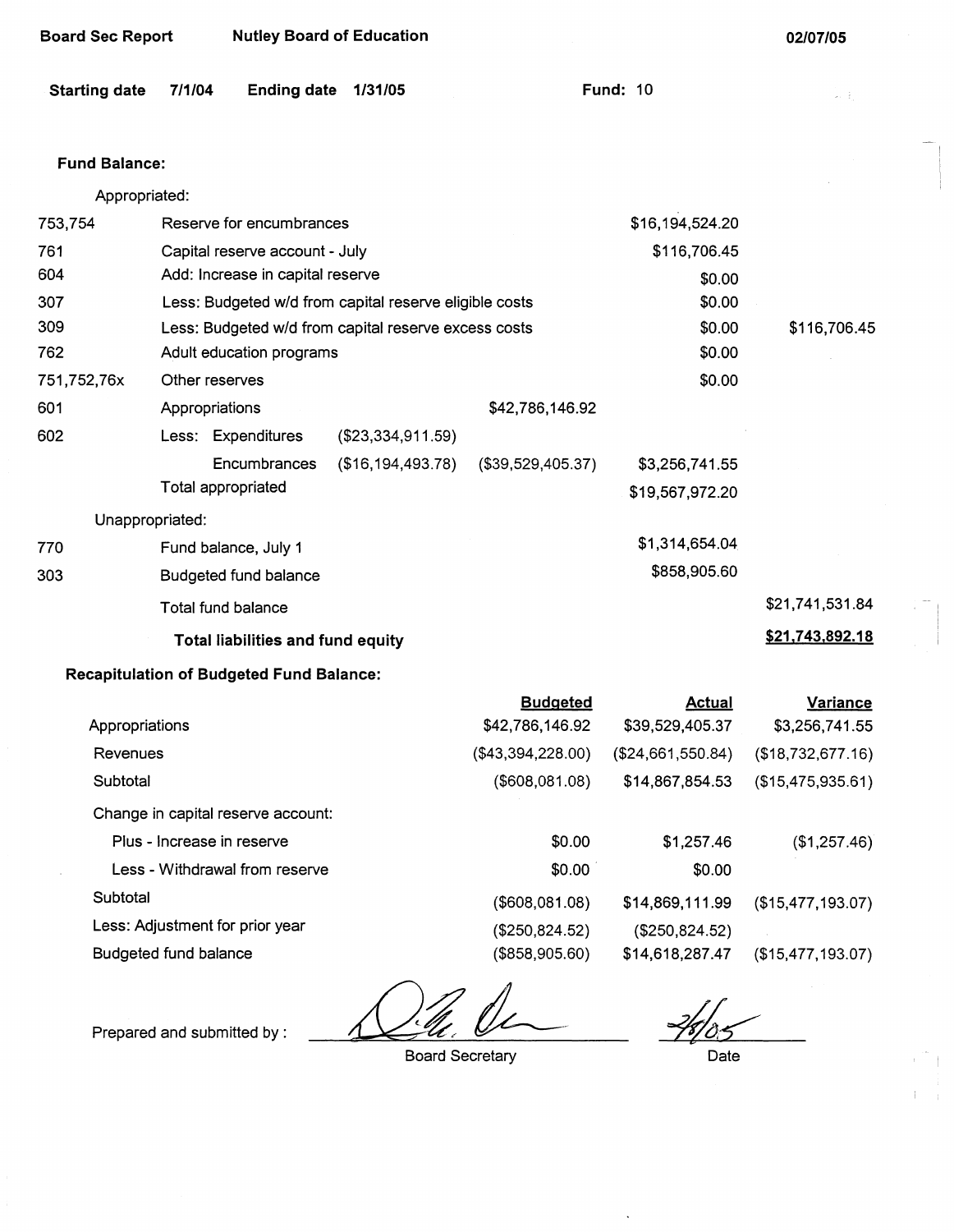Board Sec Report    Nutley Board of Education    02/07/05

Starting date 7/1/04    Ending date 1/31/05    Fund: 10

**Fund Balance:**

| | | | | | | |
|---|---|---|---|---|---|---|
| Appropriated: | | | | | | |
| 753,754 | Reserve for encumbrances | | | | $16,194,524.20 | |
| 761 | Capital reserve account - July | | | | $116,706.45 | |
| 604 | Add: Increase in capital reserve | | | | $0.00 | |
| 307 | Less: Budgeted w/d from capital reserve eligible costs | | | | $0.00 | |
| 309 | Less: Budgeted w/d from capital reserve excess costs | | | | $0.00 | $116,706.45 |
| 762 | Adult education programs | | | | $0.00 | |
| 751,752,76x | Other reserves | | | | $0.00 | |
| 601 | Appropriations | | | $42,786,146.92 | | |
| 602 | Less: Expenditures | | ($23,334,911.59) | | | |
| | | Encumbrances | ($16,194,493.78) | ($39,529,405.37) | $3,256,741.55 | |
| | Total appropriated | | | | $19,567,972.20 | |
| Unappropriated: | | | | | | |
| 770 | Fund balance, July 1 | | | | $1,314,654.04 | |
| 303 | Budgeted fund balance | | | | $858,905.60 | |
| | Total fund balance | | | | | $21,741,531.84 |
| | **Total liabilities and fund equity** | | | | | **$21,743,892.18** |

**Recapitulation of Budgeted Fund Balance:**

| | Budgeted | Actual | Variance |
|---|---|---|---|
| Appropriations | $42,786,146.92 | $39,529,405.37 | $3,256,741.55 |
| Revenues | ($43,394,228.00) | ($24,661,550.84) | ($18,732,677.16) |
| Subtotal | ($608,081.08) | $14,867,854.53 | ($15,475,935.61) |
| Change in capital reserve account: | | | |
| Plus - Increase in reserve | $0.00 | $1,257.46 | ($1,257.46) |
| Less - Withdrawal from reserve | $0.00 | $0.00 | |
| Subtotal | ($608,081.08) | $14,869,111.99 | ($15,477,193.07) |
| Less: Adjustment for prior year | ($250,824.52) | ($250,824.52) | |
| Budgeted fund balance | ($858,905.60) | $14,618,287.47 | ($15,477,193.07) |

Prepared and submitted by : [signature] Board Secretary    2/8/05 Date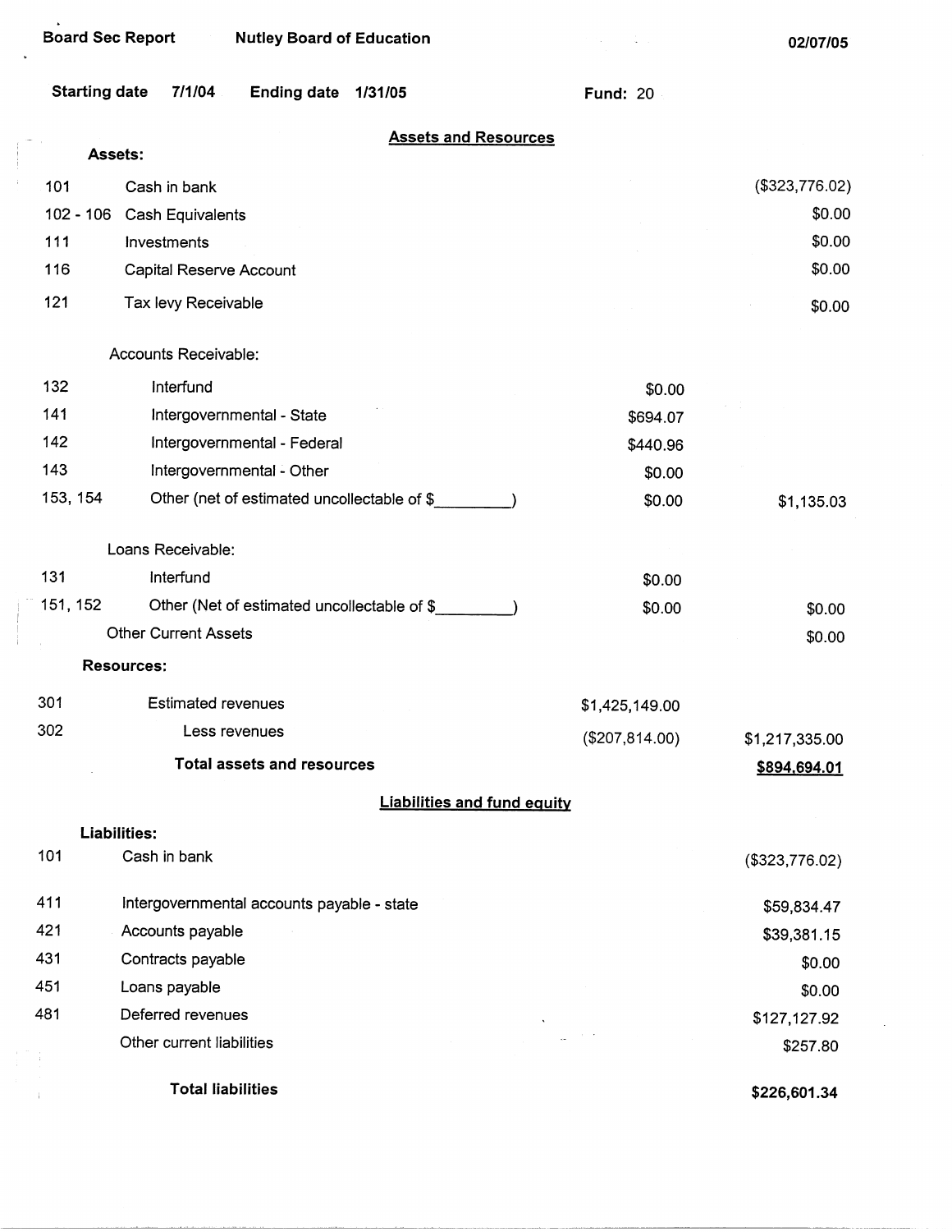Board Sec Report    Nutley Board of Education    02/07/05

**Starting date** 7/1/04    **Ending date** 1/31/05    **Fund:** 20

## Assets and Resources

**Assets:**

| | | | |
|---|---|---|---|
| 101 | Cash in bank | | ($323,776.02) |
| 102 - 106 | Cash Equivalents | | $0.00 |
| 111 | Investments | | $0.00 |
| 116 | Capital Reserve Account | | $0.00 |
| 121 | Tax levy Receivable | | $0.00 |
| | Accounts Receivable: | | |
| 132 | Interfund | $0.00 | |
| 141 | Intergovernmental - State | $694.07 | |
| 142 | Intergovernmental - Federal | $440.96 | |
| 143 | Intergovernmental - Other | $0.00 | |
| 153, 154 | Other (net of estimated uncollectable of $________) | $0.00 | $1,135.03 |
| | Loans Receivable: | | |
| 131 | Interfund | $0.00 | |
| 151, 152 | Other (Net of estimated uncollectable of $________) | $0.00 | $0.00 |
| | Other Current Assets | | $0.00 |
| | **Resources:** | | |
| 301 | Estimated revenues | $1,425,149.00 | |
| 302 | Less revenues | ($207,814.00) | $1,217,335.00 |
| | **Total assets and resources** | | **$894,694.01** |

## Liabilities and fund equity

**Liabilities:**

| | | |
|---|---|---|
| 101 | Cash in bank | ($323,776.02) |
| 411 | Intergovernmental accounts payable - state | $59,834.47 |
| 421 | Accounts payable | $39,381.15 |
| 431 | Contracts payable | $0.00 |
| 451 | Loans payable | $0.00 |
| 481 | Deferred revenues | $127,127.92 |
| | Other current liabilities | $257.80 |
| | **Total liabilities** | **$226,601.34** |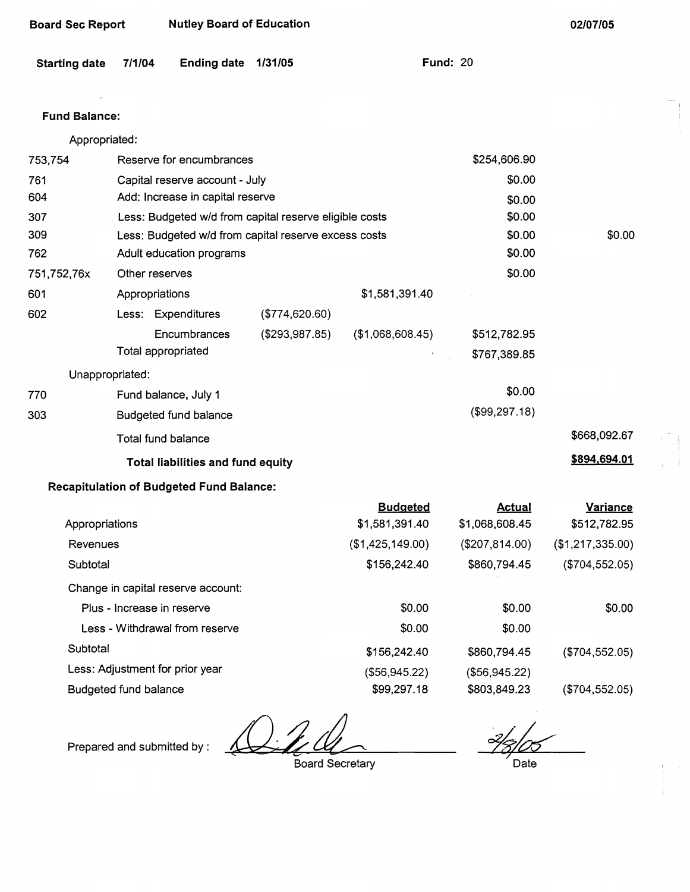Board Sec Report    Nutley Board of Education    02/07/05

Starting date 7/1/04    Ending date 1/31/05    Fund: 20

**Fund Balance:**

Appropriated:

| | | | | | |
|---|---|---|---|---|---|
| 753,754 | Reserve for encumbrances | | | $254,606.90 | |
| 761 | Capital reserve account - July | | | $0.00 | |
| 604 | Add: Increase in capital reserve | | | $0.00 | |
| 307 | Less: Budgeted w/d from capital reserve eligible costs | | | $0.00 | |
| 309 | Less: Budgeted w/d from capital reserve excess costs | | | $0.00 | $0.00 |
| 762 | Adult education programs | | | $0.00 | |
| 751,752,76x | Other reserves | | | $0.00 | |
| 601 | Appropriations | | $1,581,391.40 | | |
| 602 | Less: Expenditures | ($774,620.60) | | | |
| | Encumbrances | ($293,987.85) | ($1,068,608.45) | $512,782.95 | |
| | Total appropriated | | | $767,389.85 | |
| | Unappropriated: | | | | |
| 770 | Fund balance, July 1 | | | $0.00 | |
| 303 | Budgeted fund balance | | | ($99,297.18) | |
| | Total fund balance | | | | $668,092.67 |
| | **Total liabilities and fund equity** | | | | **$894,694.01** |

**Recapitulation of Budgeted Fund Balance:**

| | Budgeted | Actual | Variance |
|---|---|---|---|
| Appropriations | $1,581,391.40 | $1,068,608.45 | $512,782.95 |
| Revenues | ($1,425,149.00) | ($207,814.00) | ($1,217,335.00) |
| Subtotal | $156,242.40 | $860,794.45 | ($704,552.05) |
| Change in capital reserve account: | | | |
| Plus - Increase in reserve | $0.00 | $0.00 | $0.00 |
| Less - Withdrawal from reserve | $0.00 | $0.00 | |
| Subtotal | $156,242.40 | $860,794.45 | ($704,552.05) |
| Less: Adjustment for prior year | ($56,945.22) | ($56,945.22) | |
| Budgeted fund balance | $99,297.18 | $803,849.23 | ($704,552.05) |

Prepared and submitted by : [signature]
Board Secretary

2/8/05
Date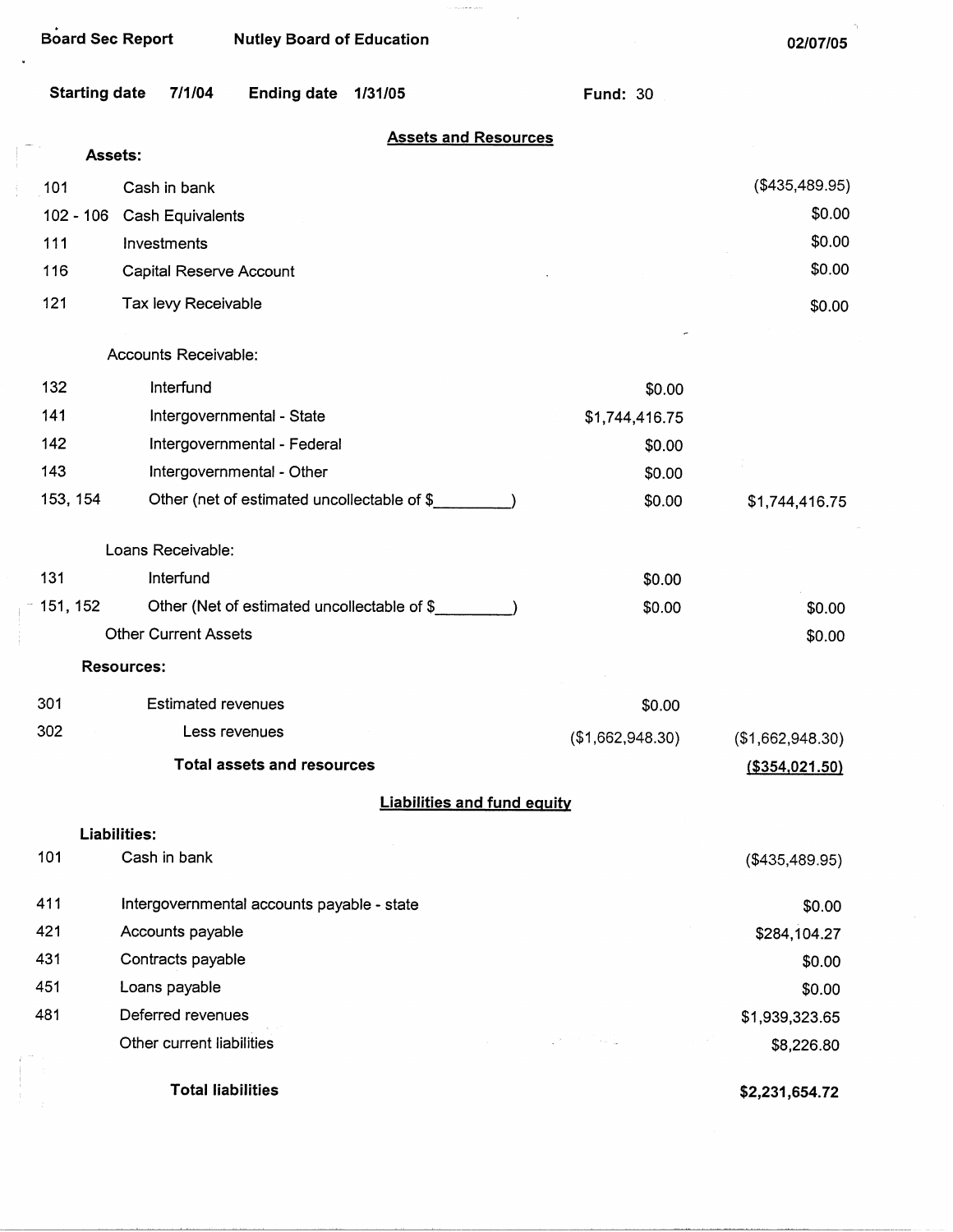Board Sec Report | Nutley Board of Education | 02/07/05

Starting date 7/1/04 | Ending date 1/31/05 | Fund: 30

## Assets and Resources

| Code | Description | | Amount |
|---|---|---|---|
| **Assets:** | | | |
| 101 | Cash in bank | | ($435,489.95) |
| 102 - 106 | Cash Equivalents | | $0.00 |
| 111 | Investments | | $0.00 |
| 116 | Capital Reserve Account | | $0.00 |
| 121 | Tax levy Receivable | | $0.00 |
| | Accounts Receivable: | | |
| 132 | Interfund | $0.00 | |
| 141 | Intergovernmental - State | $1,744,416.75 | |
| 142 | Intergovernmental - Federal | $0.00 | |
| 143 | Intergovernmental - Other | $0.00 | |
| 153, 154 | Other (net of estimated uncollectable of $_________) | $0.00 | $1,744,416.75 |
| | Loans Receivable: | | |
| 131 | Interfund | $0.00 | |
| 151, 152 | Other (Net of estimated uncollectable of $_________) | $0.00 | $0.00 |
| | Other Current Assets | | $0.00 |
| **Resources:** | | | |
| 301 | Estimated revenues | $0.00 | |
| 302 | Less revenues | ($1,662,948.30) | ($1,662,948.30) |
| | **Total assets and resources** | | **($354,021.50)** |

## Liabilities and fund equity

| Code | Description | Amount |
|---|---|---|
| **Liabilities:** | | |
| 101 | Cash in bank | ($435,489.95) |
| 411 | Intergovernmental accounts payable - state | $0.00 |
| 421 | Accounts payable | $284,104.27 |
| 431 | Contracts payable | $0.00 |
| 451 | Loans payable | $0.00 |
| 481 | Deferred revenues | $1,939,323.65 |
| | Other current liabilities | $8,226.80 |
| | **Total liabilities** | **$2,231,654.72** |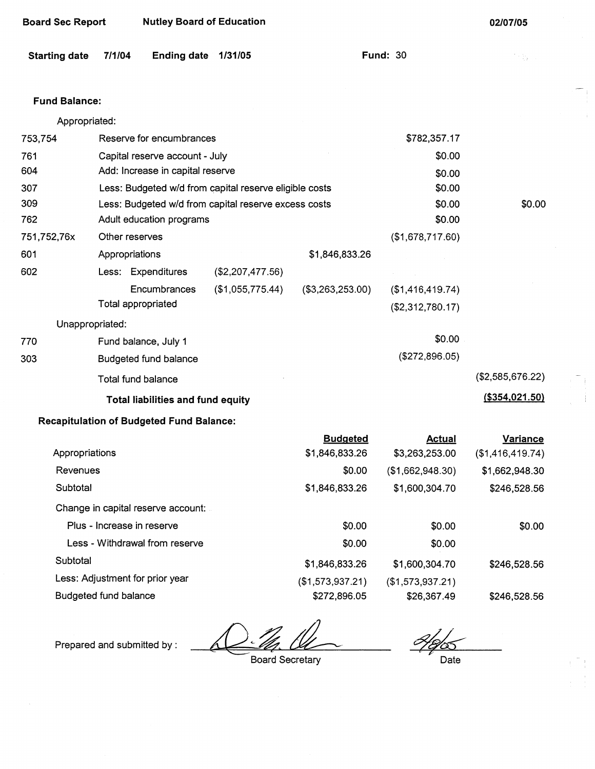Board Sec Report | Nutley Board of Education | 02/07/05

Starting date 7/1/04 | Ending date 1/31/05 | Fund: 30

**Fund Balance:**

Appropriated:

| | | | | | |
|---|---|---|---|---|---|
| 753,754 | Reserve for encumbrances | | | $782,357.17 | |
| 761 | Capital reserve account - July | | | $0.00 | |
| 604 | Add: Increase in capital reserve | | | $0.00 | |
| 307 | Less: Budgeted w/d from capital reserve eligible costs | | | $0.00 | |
| 309 | Less: Budgeted w/d from capital reserve excess costs | | | $0.00 | $0.00 |
| 762 | Adult education programs | | | $0.00 | |
| 751,752,76x | Other reserves | | | ($1,678,717.60) | |
| 601 | Appropriations | | $1,846,833.26 | | |
| 602 | Less: Expenditures | ($2,207,477.56) | | | |
| | Encumbrances | ($1,055,775.44) | ($3,263,253.00) | ($1,416,419.74) | |
| | Total appropriated | | | ($2,312,780.17) | |

Unappropriated:

| | | | | | |
|---|---|---|---|---|---|
| 770 | Fund balance, July 1 | | | $0.00 | |
| 303 | Budgeted fund balance | | | ($272,896.05) | |
| | Total fund balance | | | | ($2,585,676.22) |
| | **Total liabilities and fund equity** | | | | **($354,021.50)** |

**Recapitulation of Budgeted Fund Balance:**

| | Budgeted | Actual | Variance |
|---|---|---|---|
| Appropriations | $1,846,833.26 | $3,263,253.00 | ($1,416,419.74) |
| Revenues | $0.00 | ($1,662,948.30) | $1,662,948.30 |
| Subtotal | $1,846,833.26 | $1,600,304.70 | $246,528.56 |
| Change in capital reserve account: | | | |
| Plus - Increase in reserve | $0.00 | $0.00 | $0.00 |
| Less - Withdrawal from reserve | $0.00 | $0.00 | |
| Subtotal | $1,846,833.26 | $1,600,304.70 | $246,528.56 |
| Less: Adjustment for prior year | ($1,573,937.21) | ($1,573,937.21) | |
| Budgeted fund balance | $272,896.05 | $26,367.49 | $246,528.56 |

Prepared and submitted by : ____________________ Board Secretary    2/8/05 Date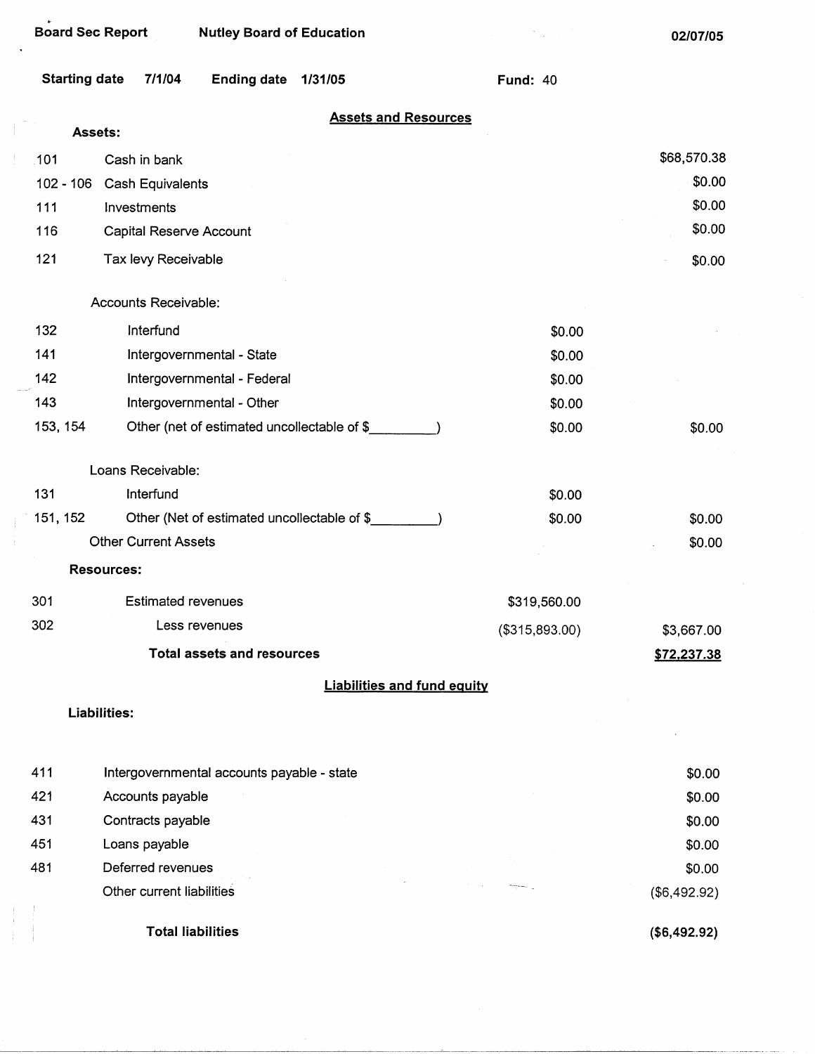Board Sec Report　　Nutley Board of Education　　02/07/05

Starting date 7/1/04　　Ending date 1/31/05　　Fund: 40

## Assets and Resources

**Assets:**

| | | | |
|---|---|---|---|
| 101 | Cash in bank | | $68,570.38 |
| 102 - 106 | Cash Equivalents | | $0.00 |
| 111 | Investments | | $0.00 |
| 116 | Capital Reserve Account | | $0.00 |
| 121 | Tax levy Receivable | | $0.00 |
| | Accounts Receivable: | | |
| 132 | Interfund | $0.00 | |
| 141 | Intergovernmental - State | $0.00 | |
| 142 | Intergovernmental - Federal | $0.00 | |
| 143 | Intergovernmental - Other | $0.00 | |
| 153, 154 | Other (net of estimated uncollectable of $_________) | $0.00 | $0.00 |
| | Loans Receivable: | | |
| 131 | Interfund | $0.00 | |
| 151, 152 | Other (Net of estimated uncollectable of $_________) | $0.00 | $0.00 |
| | Other Current Assets | | $0.00 |

**Resources:**

| | | | |
|---|---|---|---|
| 301 | Estimated revenues | $319,560.00 | |
| 302 | Less revenues | ($315,893.00) | $3,667.00 |
| | **Total assets and resources** | | **$72,237.38** |

## Liabilities and fund equity

**Liabilities:**

| | | |
|---|---|---|
| 411 | Intergovernmental accounts payable - state | $0.00 |
| 421 | Accounts payable | $0.00 |
| 431 | Contracts payable | $0.00 |
| 451 | Loans payable | $0.00 |
| 481 | Deferred revenues | $0.00 |
| | Other current liabilities | ($6,492.92) |
| | **Total liabilities** | **($6,492.92)** |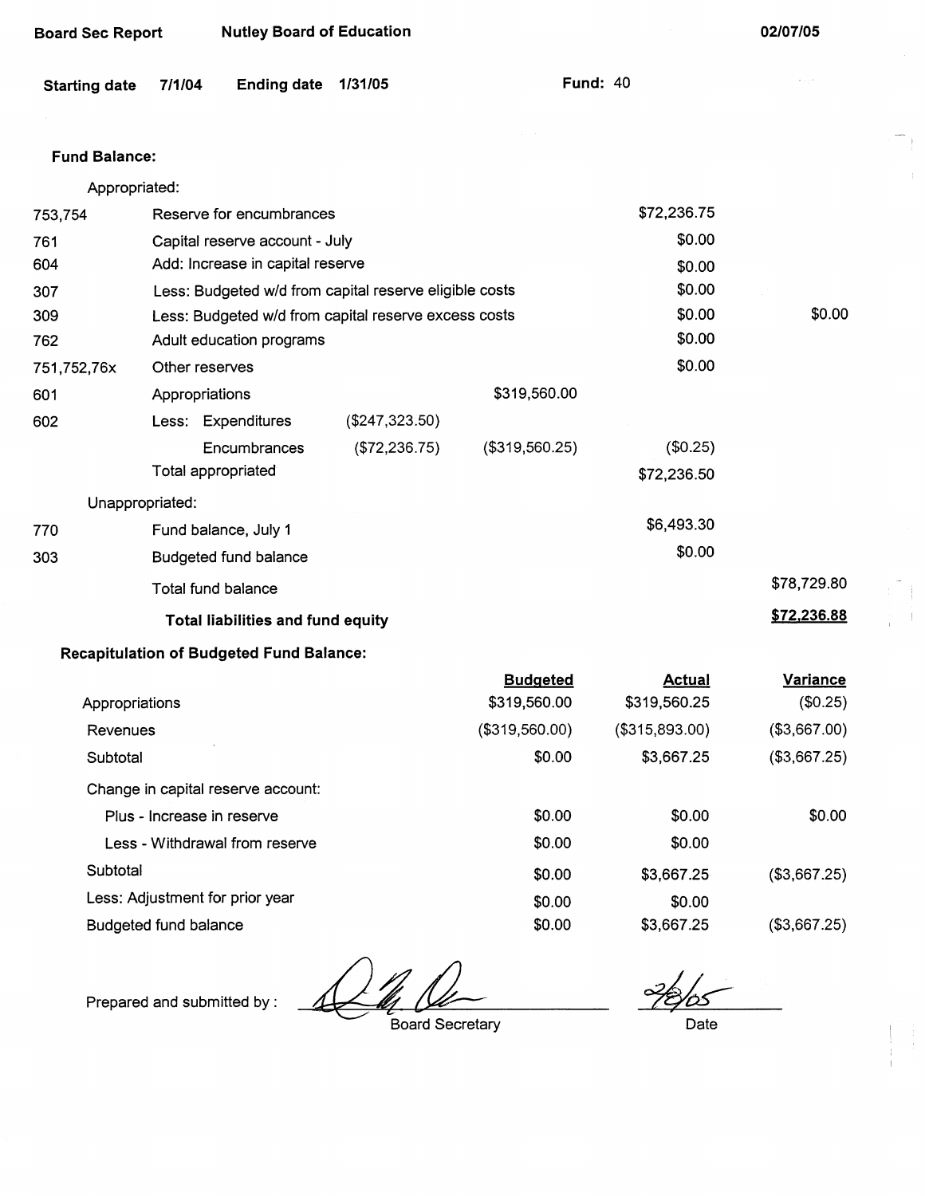Board Sec Report — Nutley Board of Education — 02/07/05

Starting date 7/1/04 Ending date 1/31/05 Fund: 40

**Fund Balance:**

| | | | | | |
|---|---|---|---|---|---|
| | Appropriated: | | | | |
| 753,754 | Reserve for encumbrances | | | $72,236.75 | |
| 761 | Capital reserve account - July | | | $0.00 | |
| 604 | Add: Increase in capital reserve | | | $0.00 | |
| 307 | Less: Budgeted w/d from capital reserve eligible costs | | | $0.00 | |
| 309 | Less: Budgeted w/d from capital reserve excess costs | | | $0.00 | $0.00 |
| 762 | Adult education programs | | | $0.00 | |
| 751,752,76x | Other reserves | | | $0.00 | |
| 601 | Appropriations | | $319,560.00 | | |
| 602 | Less: Expenditures | ($247,323.50) | | | |
| | Encumbrances | ($72,236.75) | ($319,560.25) | ($0.25) | |
| | Total appropriated | | | $72,236.50 | |
| | Unappropriated: | | | | |
| 770 | Fund balance, July 1 | | | $6,493.30 | |
| 303 | Budgeted fund balance | | | $0.00 | |
| | Total fund balance | | | | $78,729.80 |
| | **Total liabilities and fund equity** | | | | **$72,236.88** |

**Recapitulation of Budgeted Fund Balance:**

| | Budgeted | Actual | Variance |
|---|---|---|---|
| Appropriations | $319,560.00 | $319,560.25 | ($0.25) |
| Revenues | ($319,560.00) | ($315,893.00) | ($3,667.00) |
| Subtotal | $0.00 | $3,667.25 | ($3,667.25) |
| Change in capital reserve account: | | | |
| Plus - Increase in reserve | $0.00 | $0.00 | $0.00 |
| Less - Withdrawal from reserve | $0.00 | $0.00 | |
| Subtotal | $0.00 | $3,667.25 | ($3,667.25) |
| Less: Adjustment for prior year | $0.00 | $0.00 | |
| Budgeted fund balance | $0.00 | $3,667.25 | ($3,667.25) |

Prepared and submitted by : ____________________ Board Secretary    2/8/05 Date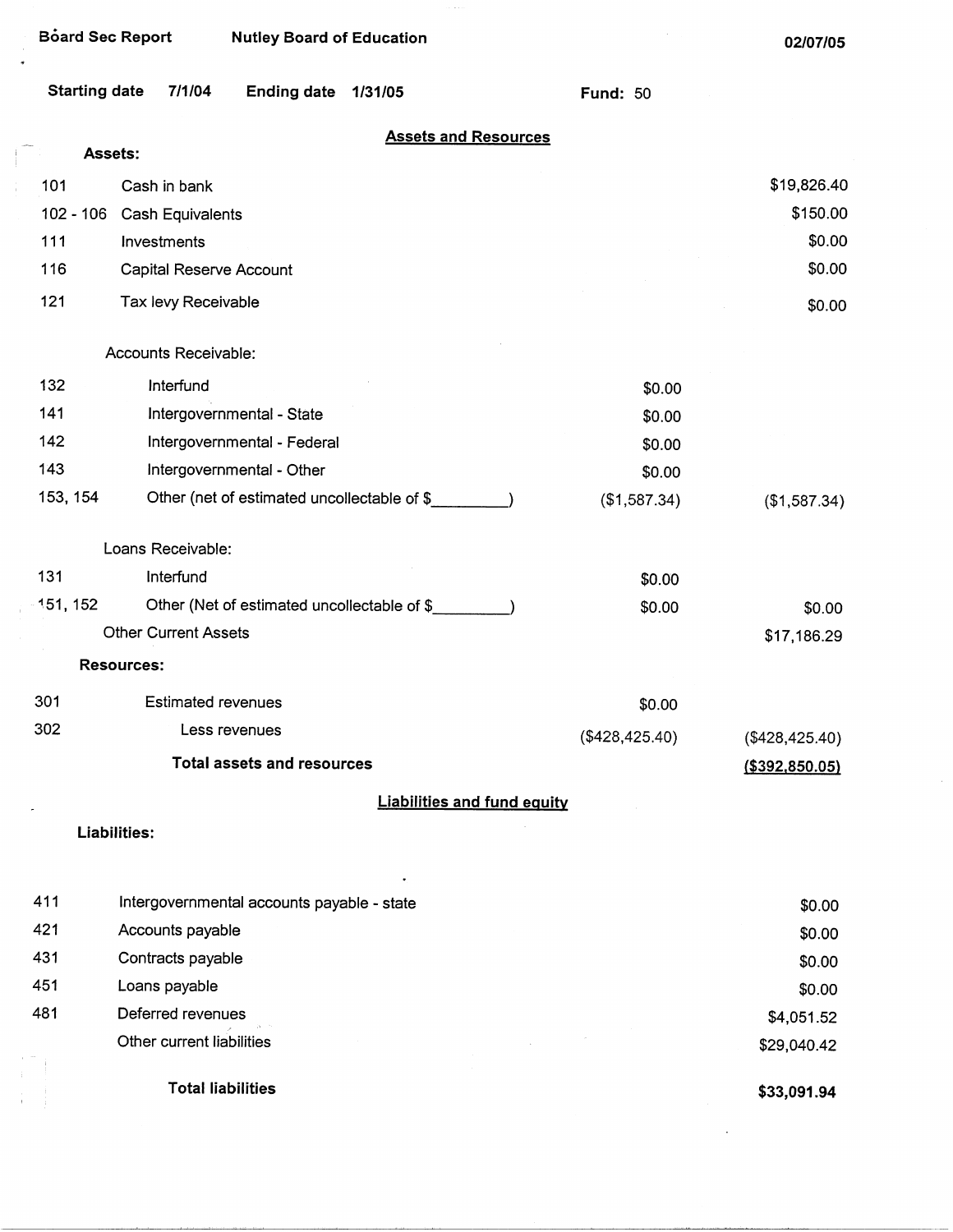Board Sec Report | Nutley Board of Education | 02/07/05

Starting date 7/1/04 Ending date 1/31/05 Fund: 50

## Assets and Resources

**Assets:**

| | | | |
|---|---|---|---|
| 101 | Cash in bank | | $19,826.40 |
| 102 - 106 | Cash Equivalents | | $150.00 |
| 111 | Investments | | $0.00 |
| 116 | Capital Reserve Account | | $0.00 |
| 121 | Tax levy Receivable | | $0.00 |
| | Accounts Receivable: | | |
| 132 | Interfund | $0.00 | |
| 141 | Intergovernmental - State | $0.00 | |
| 142 | Intergovernmental - Federal | $0.00 | |
| 143 | Intergovernmental - Other | $0.00 | |
| 153, 154 | Other (net of estimated uncollectable of $_________) | ($1,587.34) | ($1,587.34) |
| | Loans Receivable: | | |
| 131 | Interfund | $0.00 | |
| 151, 152 | Other (Net of estimated uncollectable of $_________) | $0.00 | $0.00 |
| | Other Current Assets | | $17,186.29 |
| | **Resources:** | | |
| 301 | Estimated revenues | $0.00 | |
| 302 | Less revenues | ($428,425.40) | ($428,425.40) |
| | **Total assets and resources** | | ($392,850.05) |

## Liabilities and fund equity

**Liabilities:**

| | | |
|---|---|---|
| 411 | Intergovernmental accounts payable - state | $0.00 |
| 421 | Accounts payable | $0.00 |
| 431 | Contracts payable | $0.00 |
| 451 | Loans payable | $0.00 |
| 481 | Deferred revenues | $4,051.52 |
| | Other current liabilities | $29,040.42 |
| | **Total liabilities** | **$33,091.94** |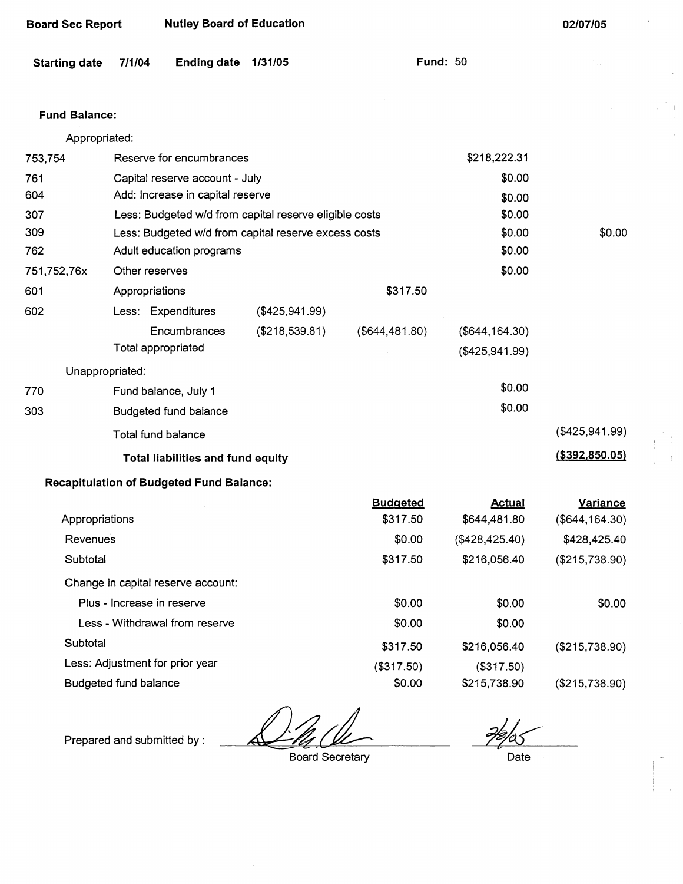Board Sec Report | Nutley Board of Education | 02/07/05

Starting date 7/1/04 | Ending date 1/31/05 | Fund: 50

**Fund Balance:**

| | | | | | |
|---|---|---|---|---|---|
| | Appropriated: | | | | |
| 753,754 | Reserve for encumbrances | | | $218,222.31 | |
| 761 | Capital reserve account - July | | | $0.00 | |
| 604 | Add: Increase in capital reserve | | | $0.00 | |
| 307 | Less: Budgeted w/d from capital reserve eligible costs | | | $0.00 | |
| 309 | Less: Budgeted w/d from capital reserve excess costs | | | $0.00 | $0.00 |
| 762 | Adult education programs | | | $0.00 | |
| 751,752,76x | Other reserves | | | $0.00 | |
| 601 | Appropriations | | $317.50 | | |
| 602 | Less: Expenditures | ($425,941.99) | | | |
| | Encumbrances | ($218,539.81) | ($644,481.80) | ($644,164.30) | |
| | Total appropriated | | | ($425,941.99) | |
| | Unappropriated: | | | | |
| 770 | Fund balance, July 1 | | | $0.00 | |
| 303 | Budgeted fund balance | | | $0.00 | |
| | Total fund balance | | | | ($425,941.99) |
| | **Total liabilities and fund equity** | | | | **($392,850.05)** |

**Recapitulation of Budgeted Fund Balance:**

| | Budgeted | Actual | Variance |
|---|---|---|---|
| Appropriations | $317.50 | $644,481.80 | ($644,164.30) |
| Revenues | $0.00 | ($428,425.40) | $428,425.40 |
| Subtotal | $317.50 | $216,056.40 | ($215,738.90) |
| Change in capital reserve account: | | | |
| Plus - Increase in reserve | $0.00 | $0.00 | $0.00 |
| Less - Withdrawal from reserve | $0.00 | $0.00 | |
| Subtotal | $317.50 | $216,056.40 | ($215,738.90) |
| Less: Adjustment for prior year | ($317.50) | ($317.50) | |
| Budgeted fund balance | $0.00 | $215,738.90 | ($215,738.90) |

Prepared and submitted by : [signature] Board Secretary

2/8/05 Date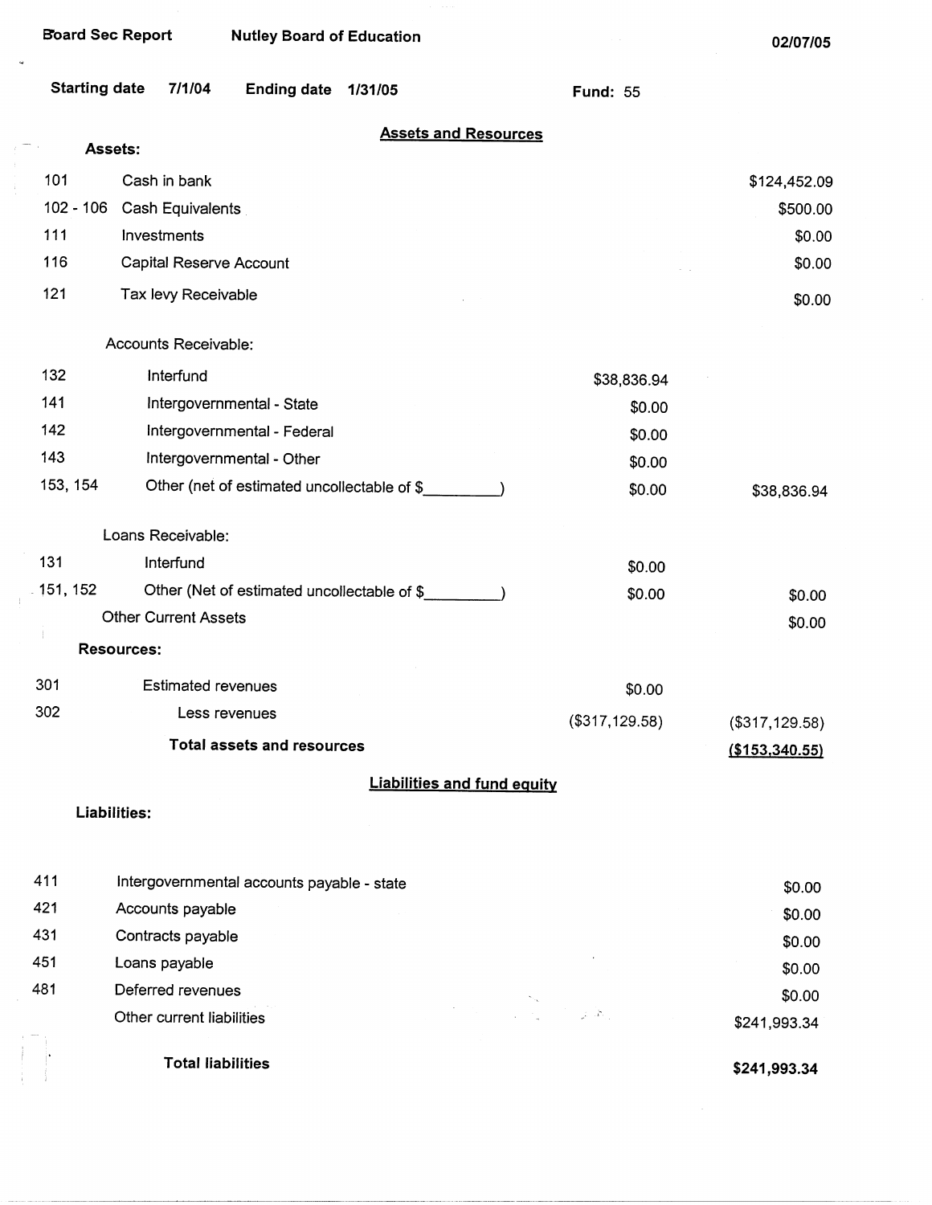Board Sec Report Nutley Board of Education 02/07/05

Starting date 7/1/04 Ending date 1/31/05 Fund: 55

## Assets and Resources

**Assets:**

| | | | |
|---|---|---|---|
| 101 | Cash in bank | | $124,452.09 |
| 102 - 106 | Cash Equivalents | | $500.00 |
| 111 | Investments | | $0.00 |
| 116 | Capital Reserve Account | | $0.00 |
| 121 | Tax levy Receivable | | $0.00 |
| | Accounts Receivable: | | |
| 132 | Interfund | $38,836.94 | |
| 141 | Intergovernmental - State | $0.00 | |
| 142 | Intergovernmental - Federal | $0.00 | |
| 143 | Intergovernmental - Other | $0.00 | |
| 153, 154 | Other (net of estimated uncollectable of $_________) | $0.00 | $38,836.94 |
| | Loans Receivable: | | |
| 131 | Interfund | $0.00 | |
| 151, 152 | Other (Net of estimated uncollectable of $_________) | $0.00 | $0.00 |
| | Other Current Assets | | $0.00 |

**Resources:**

| | | | |
|---|---|---|---|
| 301 | Estimated revenues | $0.00 | |
| 302 | Less revenues | ($317,129.58) | ($317,129.58) |
| | **Total assets and resources** | | **($153,340.55)** |

## Liabilities and fund equity

**Liabilities:**

| | | |
|---|---|---|
| 411 | Intergovernmental accounts payable - state | $0.00 |
| 421 | Accounts payable | $0.00 |
| 431 | Contracts payable | $0.00 |
| 451 | Loans payable | $0.00 |
| 481 | Deferred revenues | $0.00 |
| | Other current liabilities | $241,993.34 |
| | **Total liabilities** | **$241,993.34** |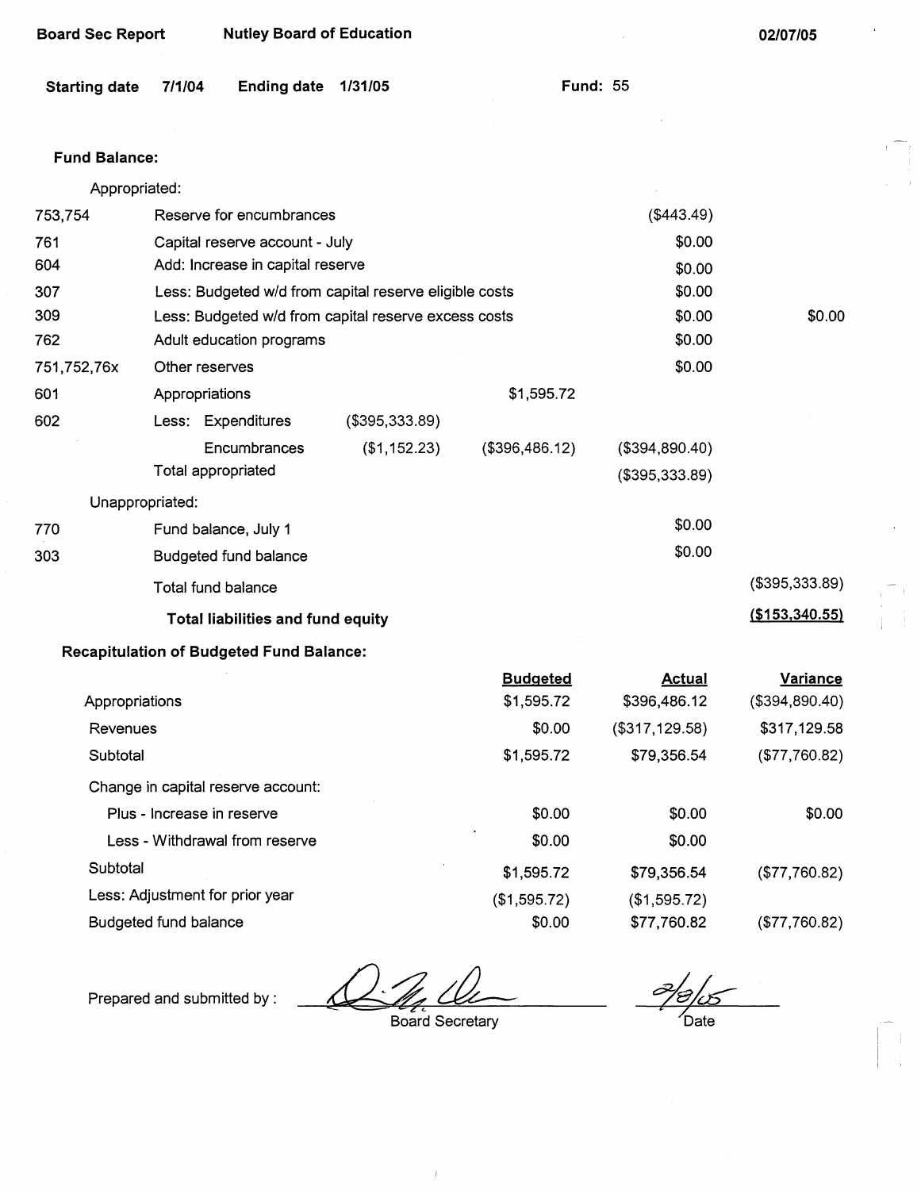Board Sec Report    Nutley Board of Education    02/07/05

**Starting date** 7/1/04    **Ending date** 1/31/05    **Fund:** 55

**Fund Balance:**

| | | | | | |
|---|---|---|---|---|---|
| | Appropriated: | | | | |
| 753,754 | Reserve for encumbrances | | | ($443.49) | |
| 761 | Capital reserve account - July | | | $0.00 | |
| 604 | Add: Increase in capital reserve | | | $0.00 | |
| 307 | Less: Budgeted w/d from capital reserve eligible costs | | | $0.00 | |
| 309 | Less: Budgeted w/d from capital reserve excess costs | | | $0.00 | $0.00 |
| 762 | Adult education programs | | | $0.00 | |
| 751,752,76x | Other reserves | | | $0.00 | |
| 601 | Appropriations | | $1,595.72 | | |
| 602 | Less: Expenditures | ($395,333.89) | | | |
| | Encumbrances | ($1,152.23) | ($396,486.12) | ($394,890.40) | |
| | Total appropriated | | | ($395,333.89) | |
| | Unappropriated: | | | | |
| 770 | Fund balance, July 1 | | | $0.00 | |
| 303 | Budgeted fund balance | | | $0.00 | |
| | Total fund balance | | | | ($395,333.89) |
| | **Total liabilities and fund equity** | | | | **($153,340.55)** |

**Recapitulation of Budgeted Fund Balance:**

| | Budgeted | Actual | Variance |
|---|---|---|---|
| Appropriations | $1,595.72 | $396,486.12 | ($394,890.40) |
| Revenues | $0.00 | ($317,129.58) | $317,129.58 |
| Subtotal | $1,595.72 | $79,356.54 | ($77,760.82) |
| Change in capital reserve account: | | | |
| Plus - Increase in reserve | $0.00 | $0.00 | $0.00 |
| Less - Withdrawal from reserve | $0.00 | $0.00 | |
| Subtotal | $1,595.72 | $79,356.54 | ($77,760.82) |
| Less: Adjustment for prior year | ($1,595.72) | ($1,595.72) | |
| Budgeted fund balance | $0.00 | $77,760.82 | ($77,760.82) |

Prepared and submitted by : ____________________ Board Secretary    2/8/05 Date